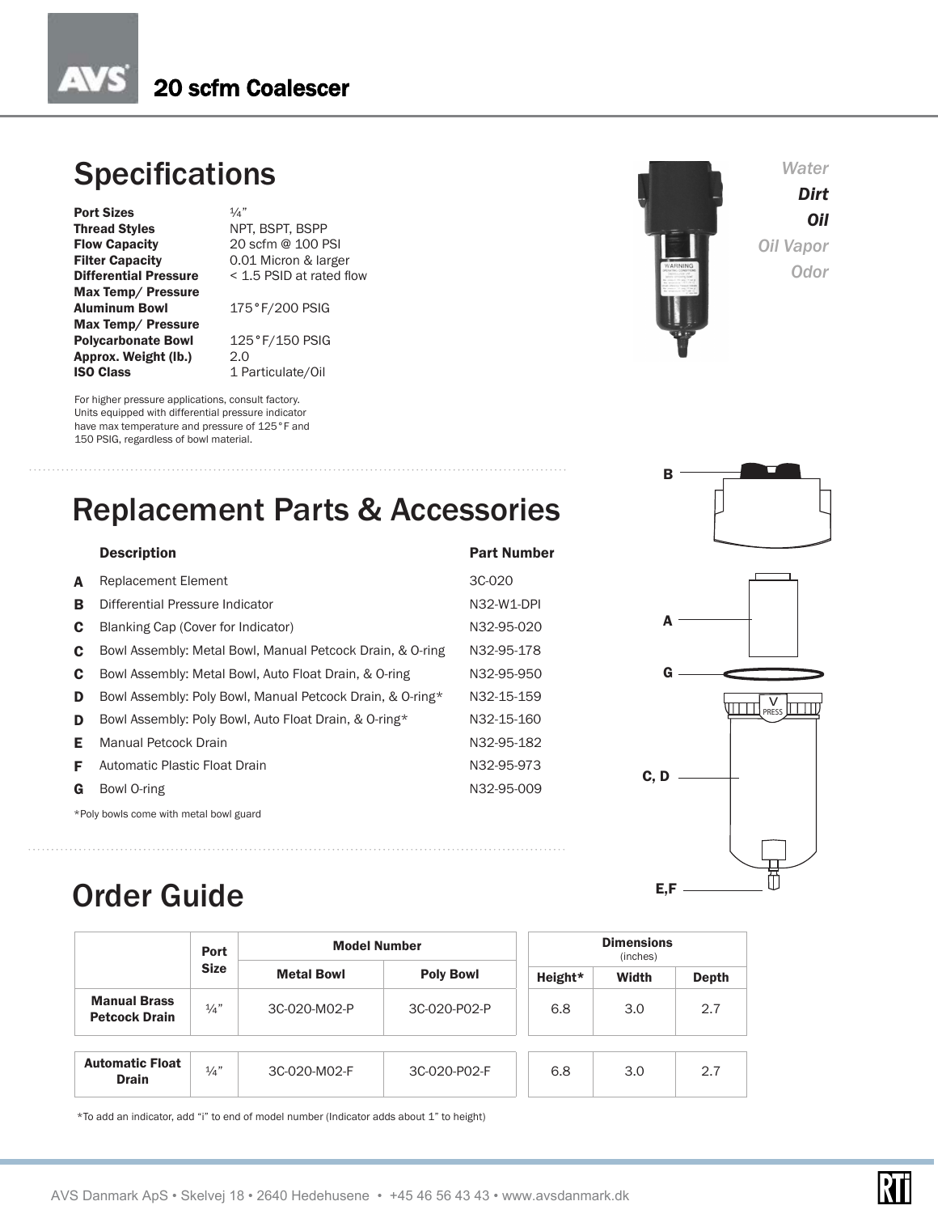# 20 scfm Coalescer

## Specifications

| | |
|---|---|
| **Port Sizes** | ¼" |
| **Thread Styles** | NPT, BSPT, BSPP |
| **Flow Capacity** | 20 scfm @ 100 PSI |
| **Filter Capacity** | 0.01 Micron & larger |
| **Differential Pressure** | < 1.5 PSID at rated flow |
| **Max Temp/ Pressure Aluminum Bowl** | 175°F/200 PSIG |
| **Max Temp/ Pressure Polycarbonate Bowl** | 125°F/150 PSIG |
| **Approx. Weight (lb.)** | 2.0 |
| **ISO Class** | 1 Particulate/Oil |

For higher pressure applications, consult factory. Units equipped with differential pressure indicator have max temperature and pressure of 125°F and 150 PSIG, regardless of bowl material.

*Water*
***Dirt***
***Oil***
*Oil Vapor*
*Odor*

## Replacement Parts & Accessories

| | Description | Part Number |
|---|---|---|
| **A** | Replacement Element | 3C-020 |
| **B** | Differential Pressure Indicator | N32-W1-DPI |
| **C** | Blanking Cap (Cover for Indicator) | N32-95-020 |
| **C** | Bowl Assembly: Metal Bowl, Manual Petcock Drain, & O-ring | N32-95-178 |
| **C** | Bowl Assembly: Metal Bowl, Auto Float Drain, & O-ring | N32-95-950 |
| **D** | Bowl Assembly: Poly Bowl, Manual Petcock Drain, & O-ring* | N32-15-159 |
| **D** | Bowl Assembly: Poly Bowl, Auto Float Drain, & O-ring* | N32-15-160 |
| **E** | Manual Petcock Drain | N32-95-182 |
| **F** | Automatic Plastic Float Drain | N32-95-973 |
| **G** | Bowl O-ring | N32-95-009 |

*Poly bowls come with metal bowl guard

## Order Guide

| | Port Size | Model Number | | Dimensions (inches) | | |
|---|---|---|---|---|---|---|
| | | Metal Bowl | Poly Bowl | Height* | Width | Depth |
| **Manual Brass Petcock Drain** | ¼" | 3C-020-M02-P | 3C-020-P02-P | 6.8 | 3.0 | 2.7 |
| **Automatic Float Drain** | ¼" | 3C-020-M02-F | 3C-020-P02-F | 6.8 | 3.0 | 2.7 |

*To add an indicator, add "i" to end of model number (Indicator adds about 1" to height)

AVS Danmark ApS • Skelvej 18 • 2640 Hedehusene • +45 46 56 43 43 • www.avsdanmark.dk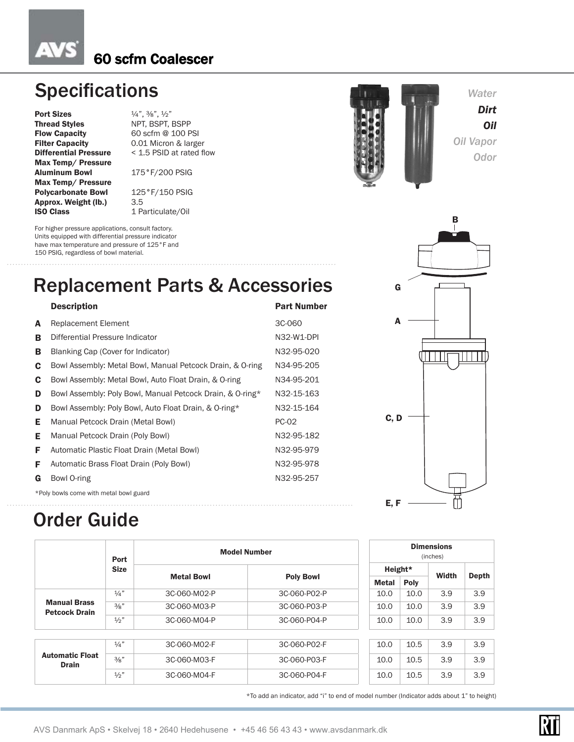# 60 scfm Coalescer

## Specifications

| | |
|---|---|
| **Port Sizes** | ¼", ⅜", ½" |
| **Thread Styles** | NPT, BSPT, BSPP |
| **Flow Capacity** | 60 scfm @ 100 PSI |
| **Filter Capacity** | 0.01 Micron & larger |
| **Differential Pressure** | < 1.5 PSID at rated flow |
| **Max Temp/ Pressure Aluminum Bowl** | 175°F/200 PSIG |
| **Max Temp/ Pressure Polycarbonate Bowl** | 125°F/150 PSIG |
| **Approx. Weight (lb.)** | 3.5 |
| **ISO Class** | 1 Particulate/Oil |

For higher pressure applications, consult factory. Units equipped with differential pressure indicator have max temperature and pressure of 125°F and 150 PSIG, regardless of bowl material.

Water
***Dirt***
***Oil***
Oil Vapor
Odor

## Replacement Parts & Accessories

| | Description | Part Number |
|---|---|---|
| **A** | Replacement Element | 3C-060 |
| **B** | Differential Pressure Indicator | N32-W1-DPI |
| **B** | Blanking Cap (Cover for Indicator) | N32-95-020 |
| **C** | Bowl Assembly: Metal Bowl, Manual Petcock Drain, & O-ring | N34-95-205 |
| **C** | Bowl Assembly: Metal Bowl, Auto Float Drain, & O-ring | N34-95-201 |
| **D** | Bowl Assembly: Poly Bowl, Manual Petcock Drain, & O-ring* | N32-15-163 |
| **D** | Bowl Assembly: Poly Bowl, Auto Float Drain, & O-ring* | N32-15-164 |
| **E** | Manual Petcock Drain (Metal Bowl) | PC-02 |
| **E** | Manual Petcock Drain (Poly Bowl) | N32-95-182 |
| **F** | Automatic Plastic Float Drain (Metal Bowl) | N32-95-979 |
| **F** | Automatic Brass Float Drain (Poly Bowl) | N32-95-978 |
| **G** | Bowl O-ring | N32-95-257 |

*Poly bowls come with metal bowl guard

## Order Guide

| | Port Size | Model Number | | Dimensions (inches) | | | |
|---|---|---|---|---|---|---|---|
| | | | | Height* | | Width | Depth |
| | | Metal Bowl | Poly Bowl | Metal | Poly | | |
| **Manual Brass Petcock Drain** | ¼" | 3C-060-M02-P | 3C-060-P02-P | 10.0 | 10.0 | 3.9 | 3.9 |
| | ⅜" | 3C-060-M03-P | 3C-060-P03-P | 10.0 | 10.0 | 3.9 | 3.9 |
| | ½" | 3C-060-M04-P | 3C-060-P04-P | 10.0 | 10.0 | 3.9 | 3.9 |
| **Automatic Float Drain** | ¼" | 3C-060-M02-F | 3C-060-P02-F | 10.0 | 10.5 | 3.9 | 3.9 |
| | ⅜" | 3C-060-M03-F | 3C-060-P03-F | 10.0 | 10.5 | 3.9 | 3.9 |
| | ½" | 3C-060-M04-F | 3C-060-P04-F | 10.0 | 10.5 | 3.9 | 3.9 |

*To add an indicator, add "i" to end of model number (Indicator adds about 1" to height)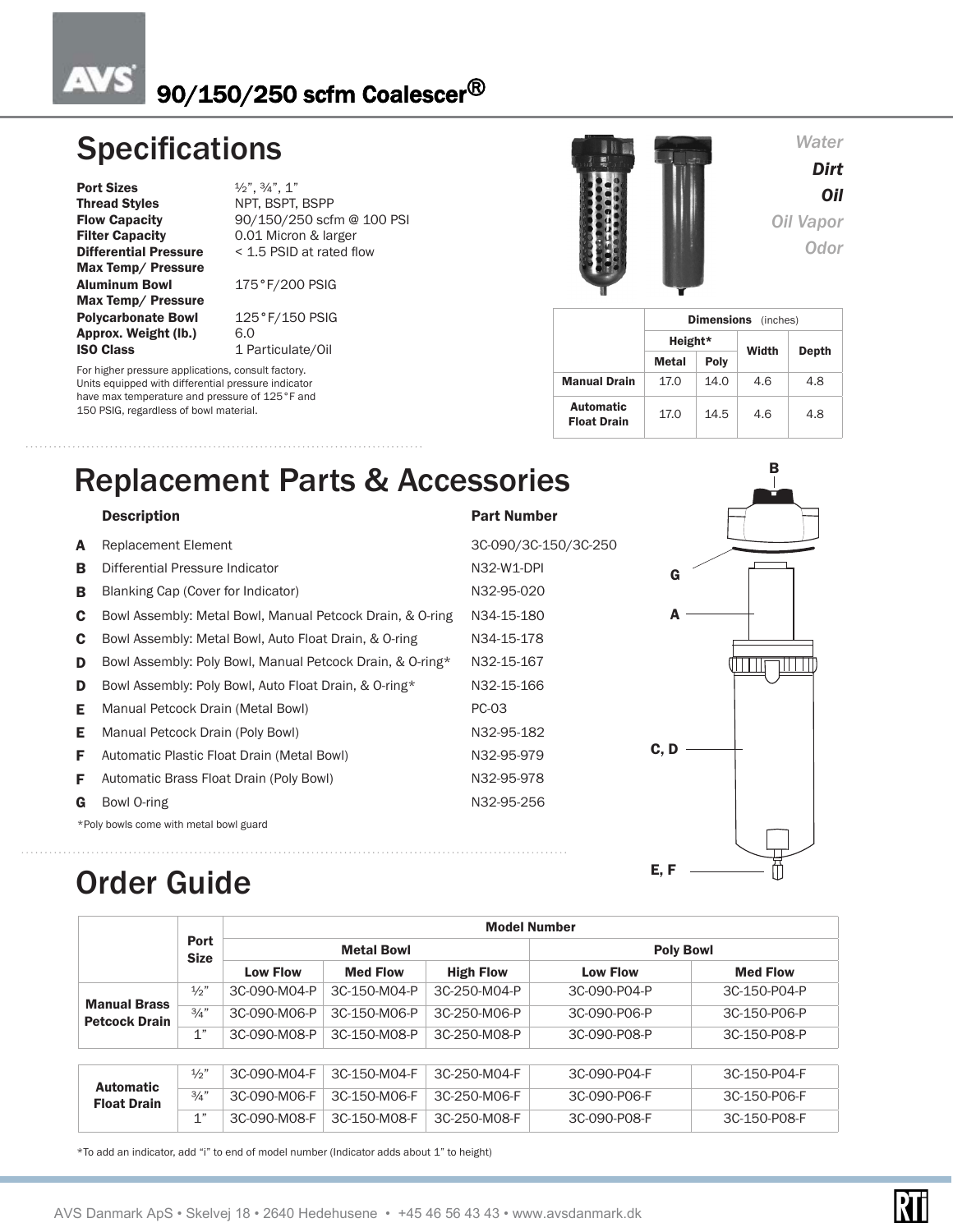# 90/150/250 scfm Coalescer®

## Specifications

| | |
|---|---|
| **Port Sizes** | ½", ¾", 1" |
| **Thread Styles** | NPT, BSPT, BSPP |
| **Flow Capacity** | 90/150/250 scfm @ 100 PSI |
| **Filter Capacity** | 0.01 Micron & larger |
| **Differential Pressure** | < 1.5 PSID at rated flow |
| **Max Temp/ Pressure Aluminum Bowl** | 175°F/200 PSIG |
| **Max Temp/ Pressure Polycarbonate Bowl** | 125°F/150 PSIG |
| **Approx. Weight (lb.)** | 6.0 |
| **ISO Class** | 1 Particulate/Oil |

For higher pressure applications, consult factory. Units equipped with differential pressure indicator have max temperature and pressure of 125°F and 150 PSIG, regardless of bowl material.

*Water*
***Dirt***
***Oil***
*Oil Vapor*
*Odor*

| | Dimensions (inches) | | | |
|---|---|---|---|---|
| | Height* | | Width | Depth |
| | Metal | Poly | | |
| **Manual Drain** | 17.0 | 14.0 | 4.6 | 4.8 |
| **Automatic Float Drain** | 17.0 | 14.5 | 4.6 | 4.8 |

## Replacement Parts & Accessories

| | Description | Part Number |
|---|---|---|
| **A** | Replacement Element | 3C-090/3C-150/3C-250 |
| **B** | Differential Pressure Indicator | N32-W1-DPI |
| **B** | Blanking Cap (Cover for Indicator) | N32-95-020 |
| **C** | Bowl Assembly: Metal Bowl, Manual Petcock Drain, & O-ring | N34-15-180 |
| **C** | Bowl Assembly: Metal Bowl, Auto Float Drain, & O-ring | N34-15-178 |
| **D** | Bowl Assembly: Poly Bowl, Manual Petcock Drain, & O-ring* | N32-15-167 |
| **D** | Bowl Assembly: Poly Bowl, Auto Float Drain, & O-ring* | N32-15-166 |
| **E** | Manual Petcock Drain (Metal Bowl) | PC-03 |
| **E** | Manual Petcock Drain (Poly Bowl) | N32-95-182 |
| **F** | Automatic Plastic Float Drain (Metal Bowl) | N32-95-979 |
| **F** | Automatic Brass Float Drain (Poly Bowl) | N32-95-978 |
| **G** | Bowl O-ring | N32-95-256 |

*Poly bowls come with metal bowl guard

## Order Guide

| | Port Size | Model Number | | | | |
|---|---|---|---|---|---|---|
| | | Metal Bowl | | | Poly Bowl | |
| | | Low Flow | Med Flow | High Flow | Low Flow | Med Flow |
| **Manual Brass Petcock Drain** | ½" | 3C-090-M04-P | 3C-150-M04-P | 3C-250-M04-P | 3C-090-P04-P | 3C-150-P04-P |
| | ¾" | 3C-090-M06-P | 3C-150-M06-P | 3C-250-M06-P | 3C-090-P06-P | 3C-150-P06-P |
| | 1" | 3C-090-M08-P | 3C-150-M08-P | 3C-250-M08-P | 3C-090-P08-P | 3C-150-P08-P |
| **Automatic Float Drain** | ½" | 3C-090-M04-F | 3C-150-M04-F | 3C-250-M04-F | 3C-090-P04-F | 3C-150-P04-F |
| | ¾" | 3C-090-M06-F | 3C-150-M06-F | 3C-250-M06-F | 3C-090-P06-F | 3C-150-P06-F |
| | 1" | 3C-090-M08-F | 3C-150-M08-F | 3C-250-M08-F | 3C-090-P08-F | 3C-150-P08-F |

*To add an indicator, add "i" to end of model number (Indicator adds about 1" to height)

AVS Danmark ApS • Skelvej 18 • 2640 Hedehusene • +45 46 56 43 43 • www.avsdanmark.dk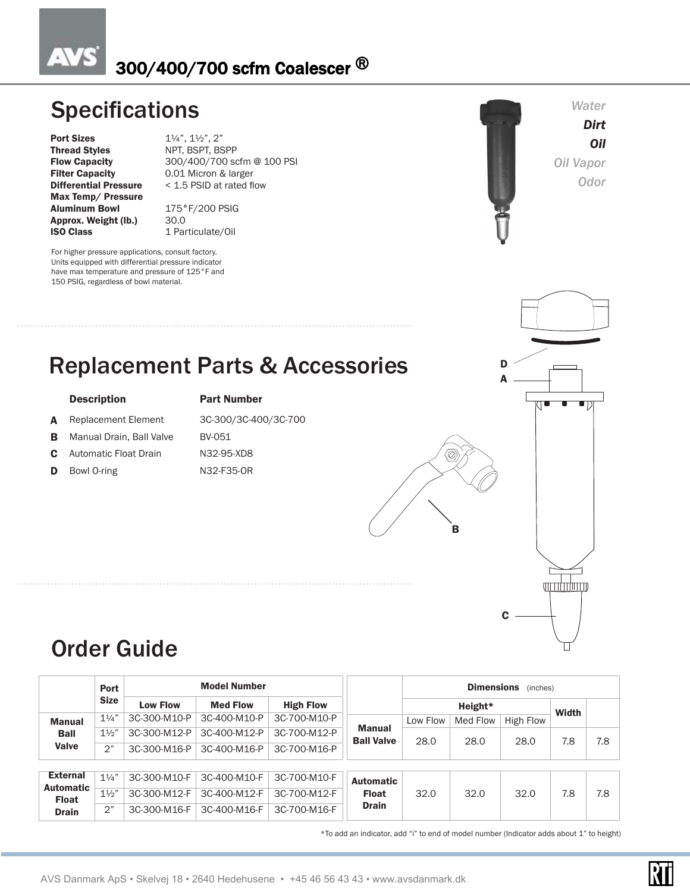# 300/400/700 scfm Coalescer ®

## Specifications

| | |
|---|---|
| **Port Sizes** | 1¼", 1½", 2" |
| **Thread Styles** | NPT, BSPT, BSPP |
| **Flow Capacity** | 300/400/700 scfm @ 100 PSI |
| **Filter Capacity** | 0.01 Micron & larger |
| **Differential Pressure** | < 1.5 PSID at rated flow |
| **Max Temp/ Pressure** | |
| **Aluminum Bowl** | 175°F/200 PSIG |
| **Approx. Weight (lb.)** | 30.0 |
| **ISO Class** | 1 Particulate/Oil |

For higher pressure applications, consult factory. Units equipped with differential pressure indicator have max temperature and pressure of 125°F and 150 PSIG, regardless of bowl material.

*Water*
***Dirt***
***Oil***
*Oil Vapor*
*Odor*

## Replacement Parts & Accessories

| | Description | Part Number |
|---|---|---|
| **A** | Replacement Element | 3C-300/3C-400/3C-700 |
| **B** | Manual Drain, Ball Valve | BV-051 |
| **C** | Automatic Float Drain | N32-95-XD8 |
| **D** | Bowl O-ring | N32-F35-OR |

## Order Guide

| | Port Size | Model Number | | |
|---|---|---|---|---|
| | | Low Flow | Med Flow | High Flow |
| **Manual Ball Valve** | 1¼" | 3C-300-M10-P | 3C-400-M10-P | 3C-700-M10-P |
| | 1½" | 3C-300-M12-P | 3C-400-M12-P | 3C-700-M12-P |
| | 2" | 3C-300-M16-P | 3C-400-M16-P | 3C-700-M16-P |
| **External Automatic Float Drain** | 1¼" | 3C-300-M10-F | 3C-400-M10-F | 3C-700-M10-F |
| | 1½" | 3C-300-M12-F | 3C-400-M12-F | 3C-700-M12-F |
| | 2" | 3C-300-M16-F | 3C-400-M16-F | 3C-700-M16-F |

| | Dimensions (inches) | | | | |
|---|---|---|---|---|---|
| | Height* | | | Width | |
| | Low Flow | Med Flow | High Flow | | |
| **Manual Ball Valve** | 28.0 | 28.0 | 28.0 | 7.8 | 7.8 |
| **Automatic Float Drain** | 32.0 | 32.0 | 32.0 | 7.8 | 7.8 |

*To add an indicator, add "i" to end of model number (Indicator adds about 1" to height)

AVS Danmark ApS • Skelvej 18 • 2640 Hedehusene • +45 46 56 43 43 • www.avsdanmark.dk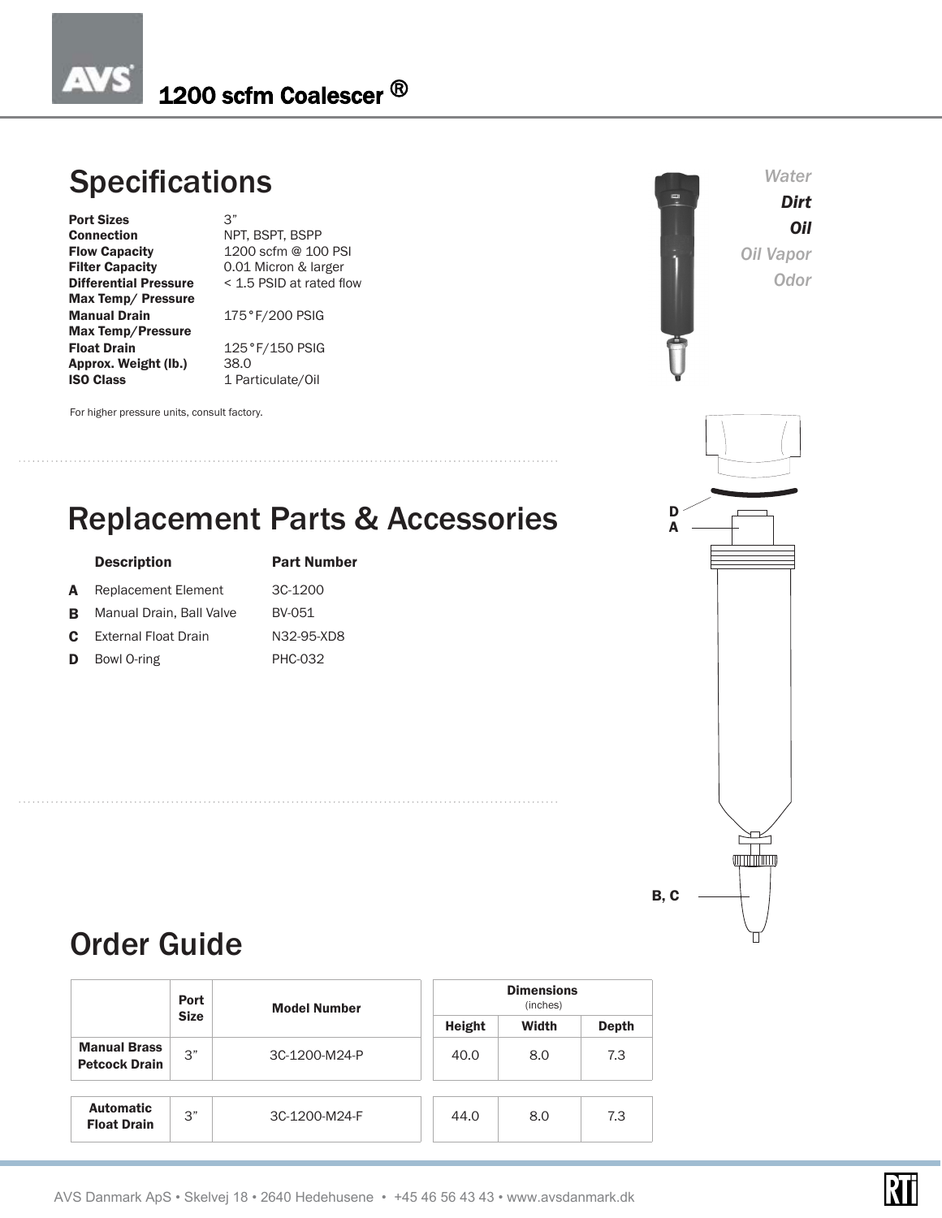# 1200 scfm Coalescer ®

## Specifications

| | |
|---|---|
| **Port Sizes** | 3” |
| **Connection** | NPT, BSPT, BSPP |
| **Flow Capacity** | 1200 scfm @ 100 PSI |
| **Filter Capacity** | 0.01 Micron & larger |
| **Differential Pressure** | < 1.5 PSID at rated flow |
| **Max Temp/ Pressure Manual Drain** | 175°F/200 PSIG |
| **Max Temp/Pressure Float Drain** | 125°F/150 PSIG |
| **Approx. Weight (lb.)** | 38.0 |
| **ISO Class** | 1 Particulate/Oil |

For higher pressure units, consult factory.

*Water*
***Dirt***
***Oil***
*Oil Vapor*
*Odor*

## Replacement Parts & Accessories

| | Description | Part Number |
|---|---|---|
| **A** | Replacement Element | 3C-1200 |
| **B** | Manual Drain, Ball Valve | BV-051 |
| **C** | External Float Drain | N32-95-XD8 |
| **D** | Bowl O-ring | PHC-032 |

D
A
B, C

## Order Guide

| | Port Size | Model Number | Dimensions (inches) Height | Width | Depth |
|---|---|---|---|---|---|
| **Manual Brass Petcock Drain** | 3” | 3C-1200-M24-P | 40.0 | 8.0 | 7.3 |
| **Automatic Float Drain** | 3” | 3C-1200-M24-F | 44.0 | 8.0 | 7.3 |

AVS Danmark ApS • Skelvej 18 • 2640 Hedehusene • +45 46 56 43 43 • www.avsdanmark.dk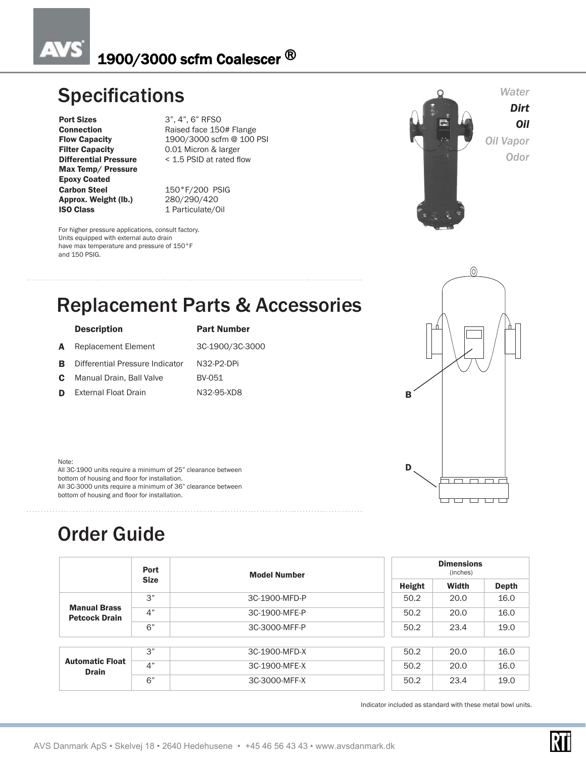# 1900/3000 scfm Coalescer ®

## Specifications

| | |
|---|---|
| **Port Sizes** | 3", 4", 6" RFSO |
| **Connection** | Raised face 150# Flange |
| **Flow Capacity** | 1900/3000 scfm @ 100 PSI |
| **Filter Capacity** | 0.01 Micron & larger |
| **Differential Pressure** | < 1.5 PSID at rated flow |
| **Max Temp/ Pressure** | |
| **Epoxy Coated** | |
| **Carbon Steel** | 150°F/200 PSIG |
| **Approx. Weight (lb.)** | 280/290/420 |
| **ISO Class** | 1 Particulate/Oil |

For higher pressure applications, consult factory. Units equipped with external auto drain have max temperature and pressure of 150°F and 150 PSIG.

*Water*
***Dirt***
***Oil***
*Oil Vapor*
*Odor*

## Replacement Parts & Accessories

| | Description | Part Number |
|---|---|---|
| **A** | Replacement Element | 3C-1900/3C-3000 |
| **B** | Differential Pressure Indicator | N32-P2-DPi |
| **C** | Manual Drain, Ball Valve | BV-051 |
| **D** | External Float Drain | N32-95-XD8 |

B

D

Note:
All 3C-1900 units require a minimum of 25" clearance between bottom of housing and floor for installation.
All 3C-3000 units require a minimum of 36" clearance between bottom of housing and floor for installation.

## Order Guide

| | Port Size | Model Number | Dimensions (inches) | | |
|---|---|---|---|---|---|
| | | | Height | Width | Depth |
| **Manual Brass Petcock Drain** | 3" | 3C-1900-MFD-P | 50.2 | 20.0 | 16.0 |
| | 4" | 3C-1900-MFE-P | 50.2 | 20.0 | 16.0 |
| | 6" | 3C-3000-MFF-P | 50.2 | 23.4 | 19.0 |
| **Automatic Float Drain** | 3" | 3C-1900-MFD-X | 50.2 | 20.0 | 16.0 |
| | 4" | 3C-1900-MFE-X | 50.2 | 20.0 | 16.0 |
| | 6" | 3C-3000-MFF-X | 50.2 | 23.4 | 19.0 |

Indicator included as standard with these metal bowl units.

AVS Danmark ApS • Skelvej 18 • 2640 Hedehusene • +45 46 56 43 43 • www.avsdanmark.dk